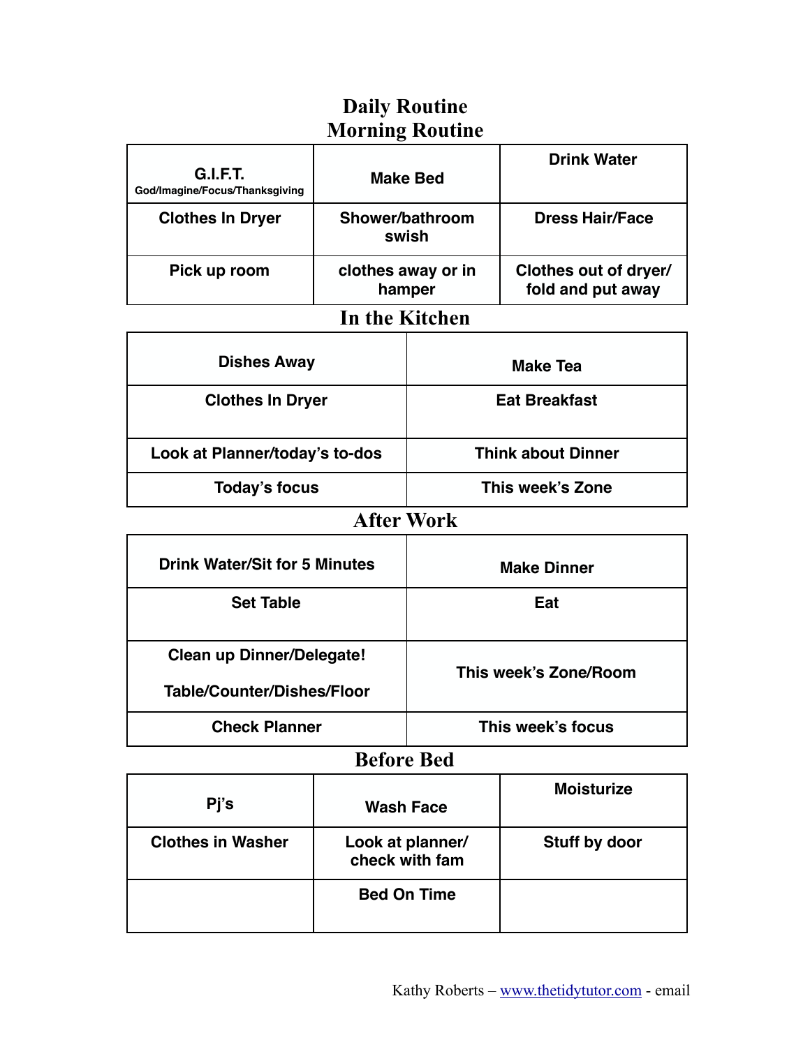# Daily Routine

## Morning Routine

| | | |
|---|---|---|
| **G.I.F.T.** God/Imagine/Focus/Thanksgiving | **Make Bed** | **Drink Water** |
| **Clothes In Dryer** | **Shower/bathroom swish** | **Dress Hair/Face** |
| **Pick up room** | **clothes away or in hamper** | **Clothes out of dryer/ fold and put away** |

## In the Kitchen

| | |
|---|---|
| **Dishes Away** | **Make Tea** |
| **Clothes In Dryer** | **Eat Breakfast** |
| **Look at Planner/today's to-dos** | **Think about Dinner** |
| **Today's focus** | **This week's Zone** |

## After Work

| | |
|---|---|
| **Drink Water/Sit for 5 Minutes** | **Make Dinner** |
| **Set Table** | **Eat** |
| **Clean up Dinner/Delegate!** **Table/Counter/Dishes/Floor** | **This week's Zone/Room** |
| **Check Planner** | **This week's focus** |

## Before Bed

| | | |
|---|---|---|
| **Pj's** | **Wash Face** | **Moisturize** |
| **Clothes in Washer** | **Look at planner/ check with fam** | **Stuff by door** |
| | **Bed On Time** | |

Kathy Roberts – [www.thetidytutor.com](http://www.thetidytutor.com) - email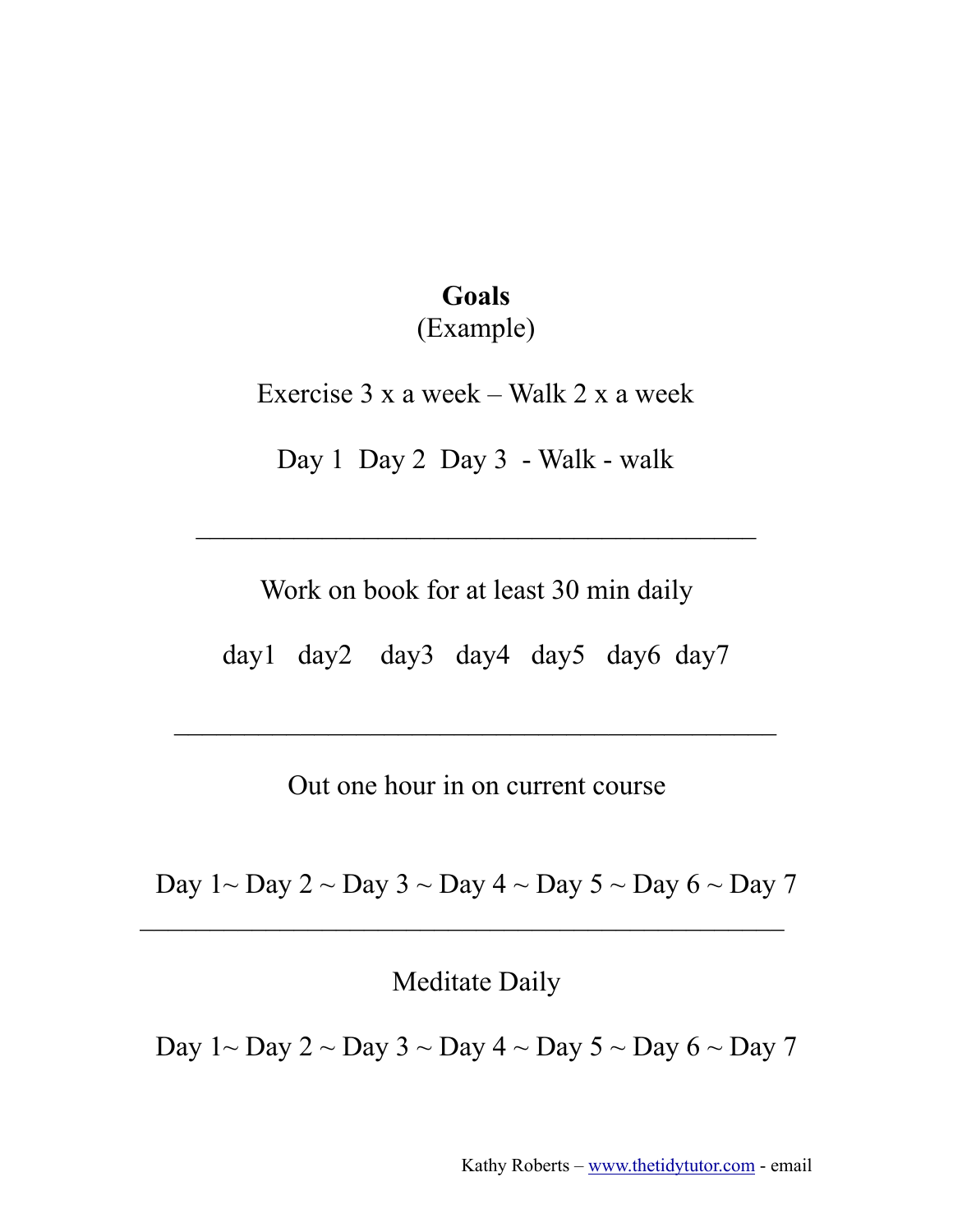**Goals**

(Example)

Exercise 3 x a week – Walk 2 x a week

Day 1 Day 2 Day 3 - Walk - walk

---

Work on book for at least 30 min daily

day1 day2 day3 day4 day5 day6 day7

---

Out one hour in on current course

Day 1~ Day 2 ~ Day 3 ~ Day 4 ~ Day 5 ~ Day 6 ~ Day 7

---

Meditate Daily

Day 1~ Day 2 ~ Day 3 ~ Day 4 ~ Day 5 ~ Day 6 ~ Day 7

Kathy Roberts – www.thetidytutor.com - email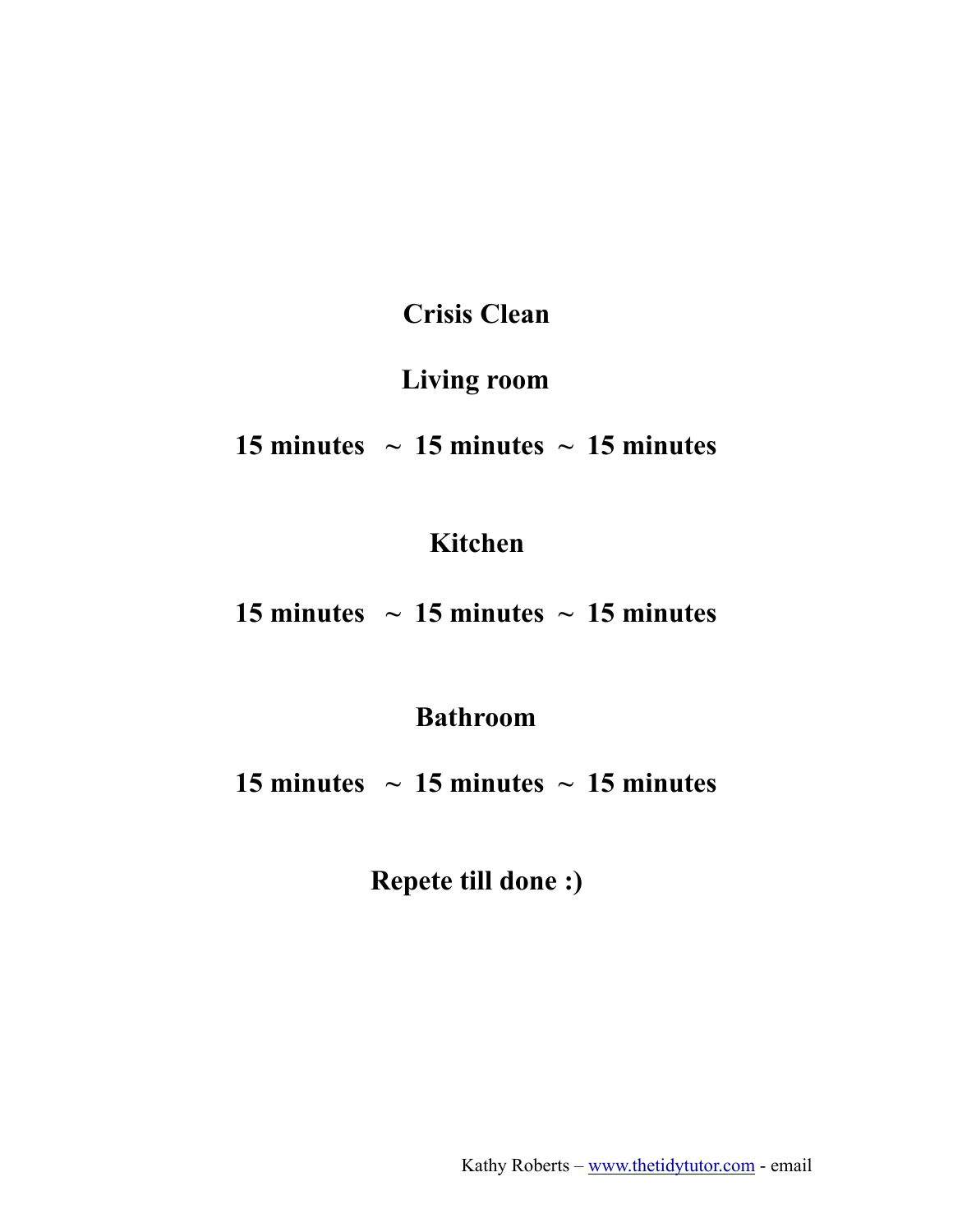# Crisis Clean

## Living room

**15 minutes ~ 15 minutes ~ 15 minutes**

## Kitchen

**15 minutes ~ 15 minutes ~ 15 minutes**

## Bathroom

**15 minutes ~ 15 minutes ~ 15 minutes**

**Repete till done :)**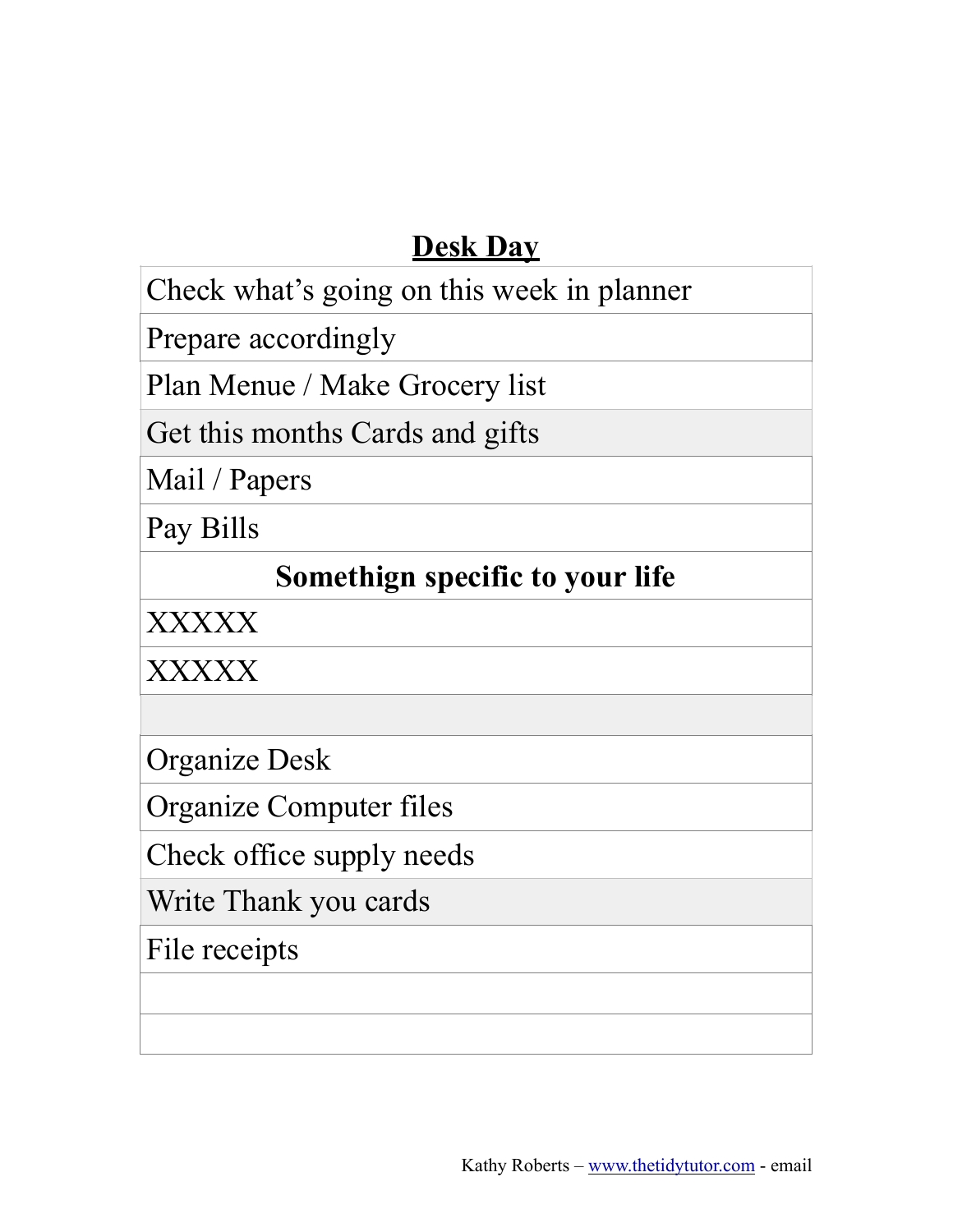## Desk Day

| Check what's going on this week in planner |
| --- |
| Prepare accordingly |
| Plan Menue / Make Grocery list |
| Get this months Cards and gifts |
| Mail / Papers |
| Pay Bills |
| **Somethign specific to your life** |
| XXXXX |
| XXXXX |
| |
| Organize Desk |
| Organize Computer files |
| Check office supply needs |
| Write Thank you cards |
| File receipts |
| |
| |

Kathy Roberts – www.thetidytutor.com - email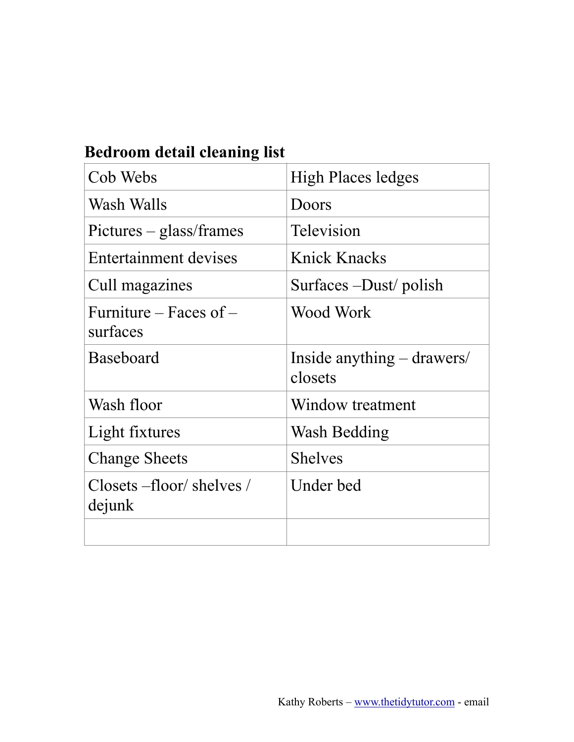**Bedroom detail cleaning list**

| Cob Webs | High Places ledges |
|---|---|
| Wash Walls | Doors |
| Pictures – glass/frames | Television |
| Entertainment devises | Knick Knacks |
| Cull magazines | Surfaces –Dust/ polish |
| Furniture – Faces of – surfaces | Wood Work |
| Baseboard | Inside anything – drawers/ closets |
| Wash floor | Window treatment |
| Light fixtures | Wash Bedding |
| Change Sheets | Shelves |
| Closets –floor/ shelves / dejunk | Under bed |
| | |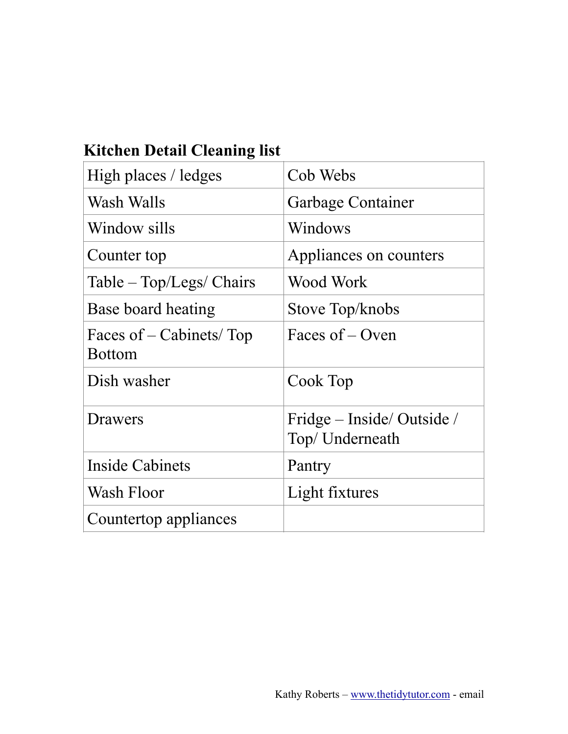**Kitchen Detail Cleaning list**

| High places / ledges | Cob Webs |
|---|---|
| Wash Walls | Garbage Container |
| Window sills | Windows |
| Counter top | Appliances on counters |
| Table – Top/Legs/ Chairs | Wood Work |
| Base board heating | Stove Top/knobs |
| Faces of – Cabinets/ Top Bottom | Faces of – Oven |
| Dish washer | Cook Top |
| Drawers | Fridge – Inside/ Outside / Top/ Underneath |
| Inside Cabinets | Pantry |
| Wash Floor | Light fixtures |
| Countertop appliances | |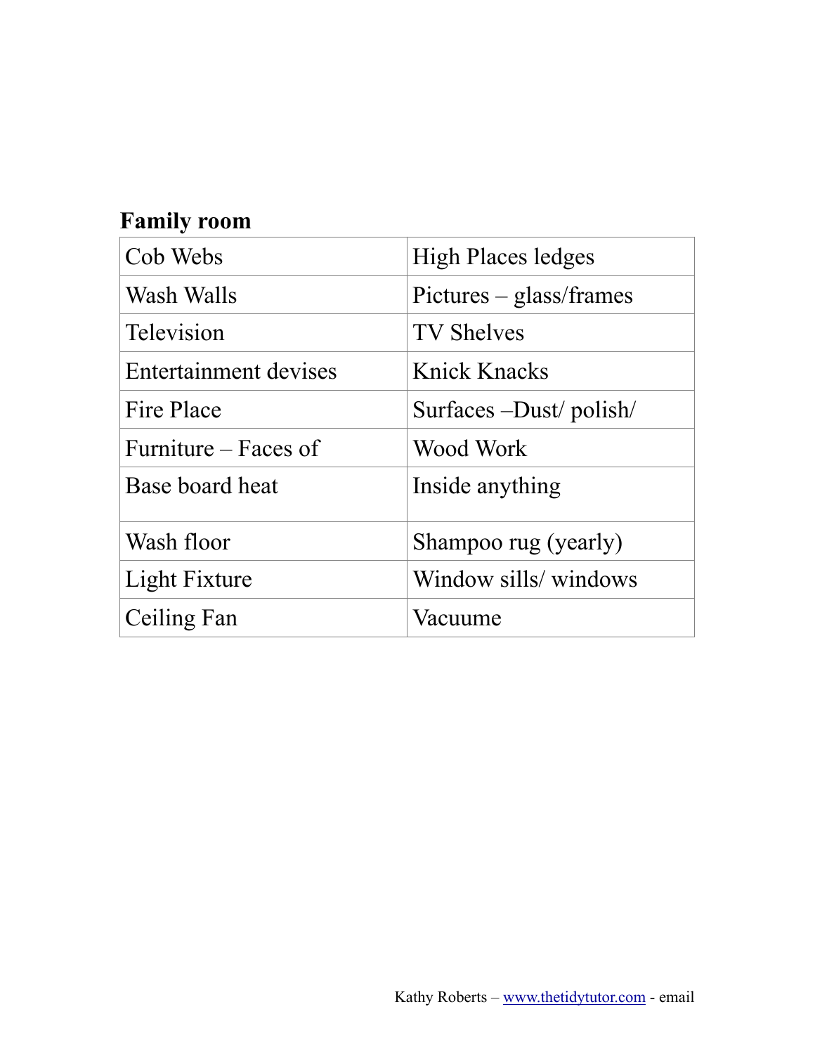**Family room**

| Cob Webs | High Places ledges |
|---|---|
| Wash Walls | Pictures – glass/frames |
| Television | TV Shelves |
| Entertainment devises | Knick Knacks |
| Fire Place | Surfaces –Dust/ polish/ |
| Furniture – Faces of | Wood Work |
| Base board heat | Inside anything |
| Wash floor | Shampoo rug (yearly) |
| Light Fixture | Window sills/ windows |
| Ceiling Fan | Vacuume |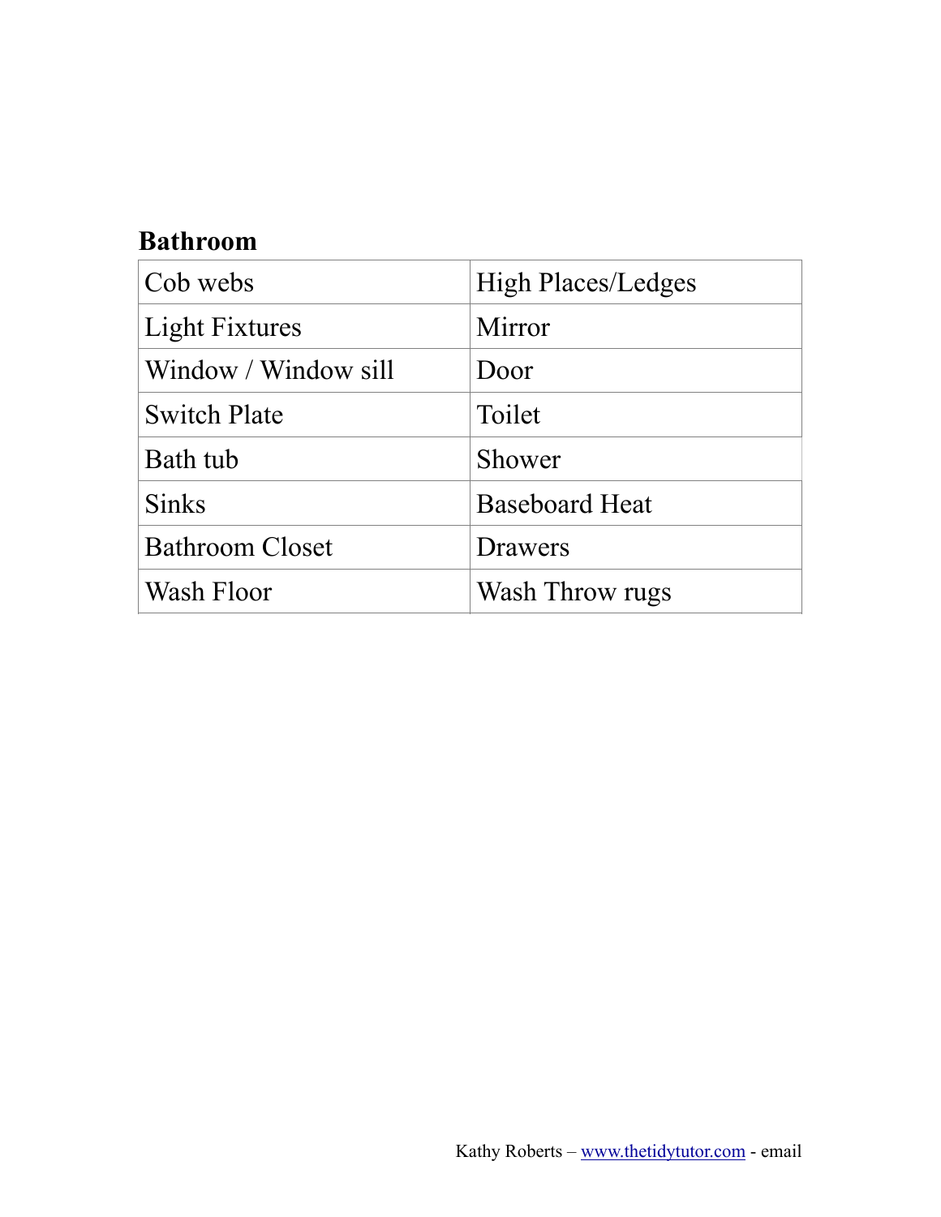**Bathroom**

| | |
|---|---|
| Cob webs | High Places/Ledges |
| Light Fixtures | Mirror |
| Window / Window sill | Door |
| Switch Plate | Toilet |
| Bath tub | Shower |
| Sinks | Baseboard Heat |
| Bathroom Closet | Drawers |
| Wash Floor | Wash Throw rugs |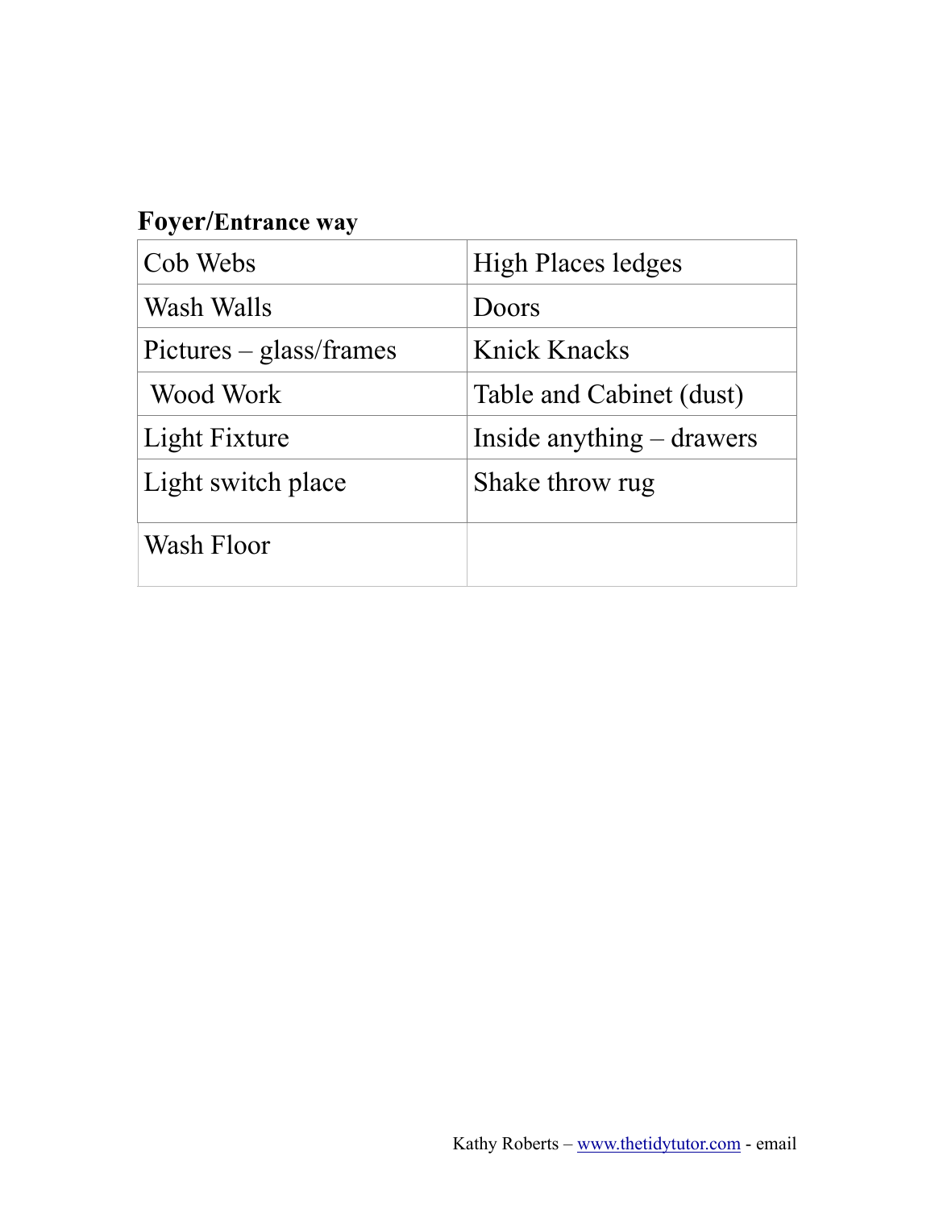**Foyer/Entrance way**

| | |
|---|---|
| Cob Webs | High Places ledges |
| Wash Walls | Doors |
| Pictures – glass/frames | Knick Knacks |
| Wood Work | Table and Cabinet (dust) |
| Light Fixture | Inside anything – drawers |
| Light switch place | Shake throw rug |
| Wash Floor | |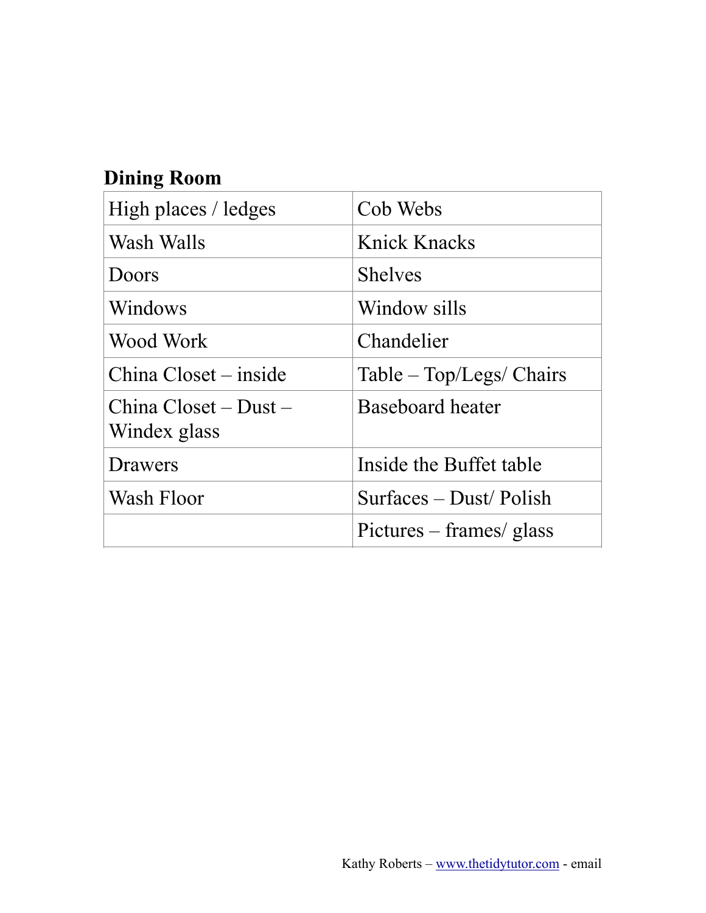**Dining Room**

| High places / ledges | Cob Webs |
| --- | --- |
| Wash Walls | Knick Knacks |
| Doors | Shelves |
| Windows | Window sills |
| Wood Work | Chandelier |
| China Closet – inside | Table – Top/Legs/ Chairs |
| China Closet – Dust – Windex glass | Baseboard heater |
| Drawers | Inside the Buffet table |
| Wash Floor | Surfaces – Dust/ Polish |
| | Pictures – frames/ glass |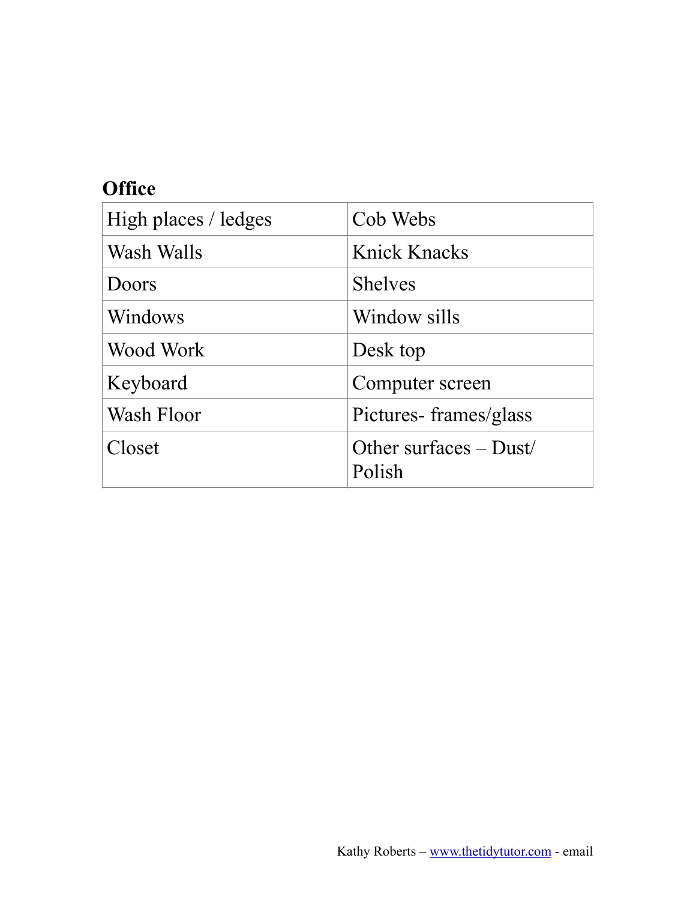**Office**

| High places / ledges | Cob Webs |
|---|---|
| Wash Walls | Knick Knacks |
| Doors | Shelves |
| Windows | Window sills |
| Wood Work | Desk top |
| Keyboard | Computer screen |
| Wash Floor | Pictures- frames/glass |
| Closet | Other surfaces – Dust/ Polish |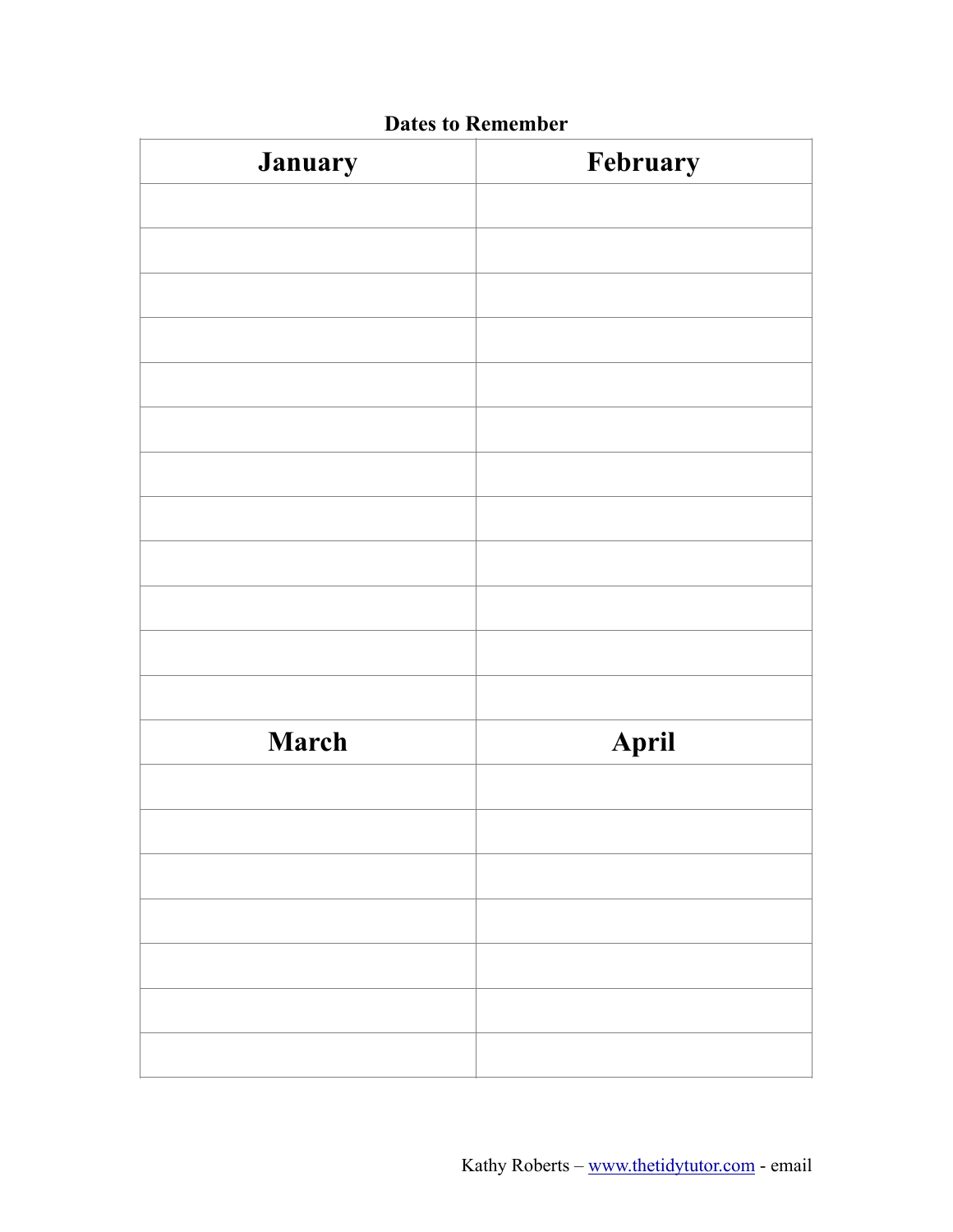**Dates to Remember**

| January | February |
| --- | --- |
| | |
| | |
| | |
| | |
| | |
| | |
| | |
| | |
| | |
| | |
| | |
| | |
| **March** | **April** |
| | |
| | |
| | |
| | |
| | |
| | |
| | |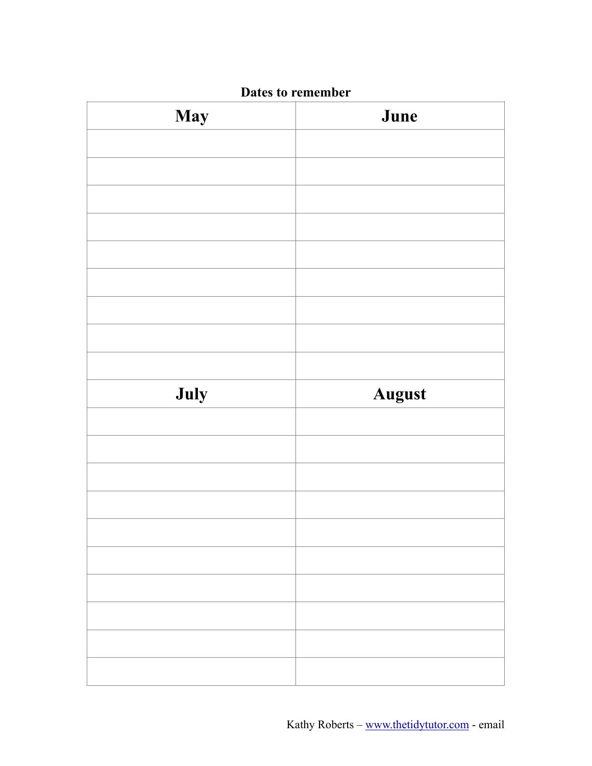**Dates to remember**

| May | June |
| --- | --- |
| | |
| | |
| | |
| | |
| | |
| | |
| | |
| | |
| | |
| **July** | **August** |
| | |
| | |
| | |
| | |
| | |
| | |
| | |
| | |
| | |
| | |

Kathy Roberts – www.thetidytutor.com - email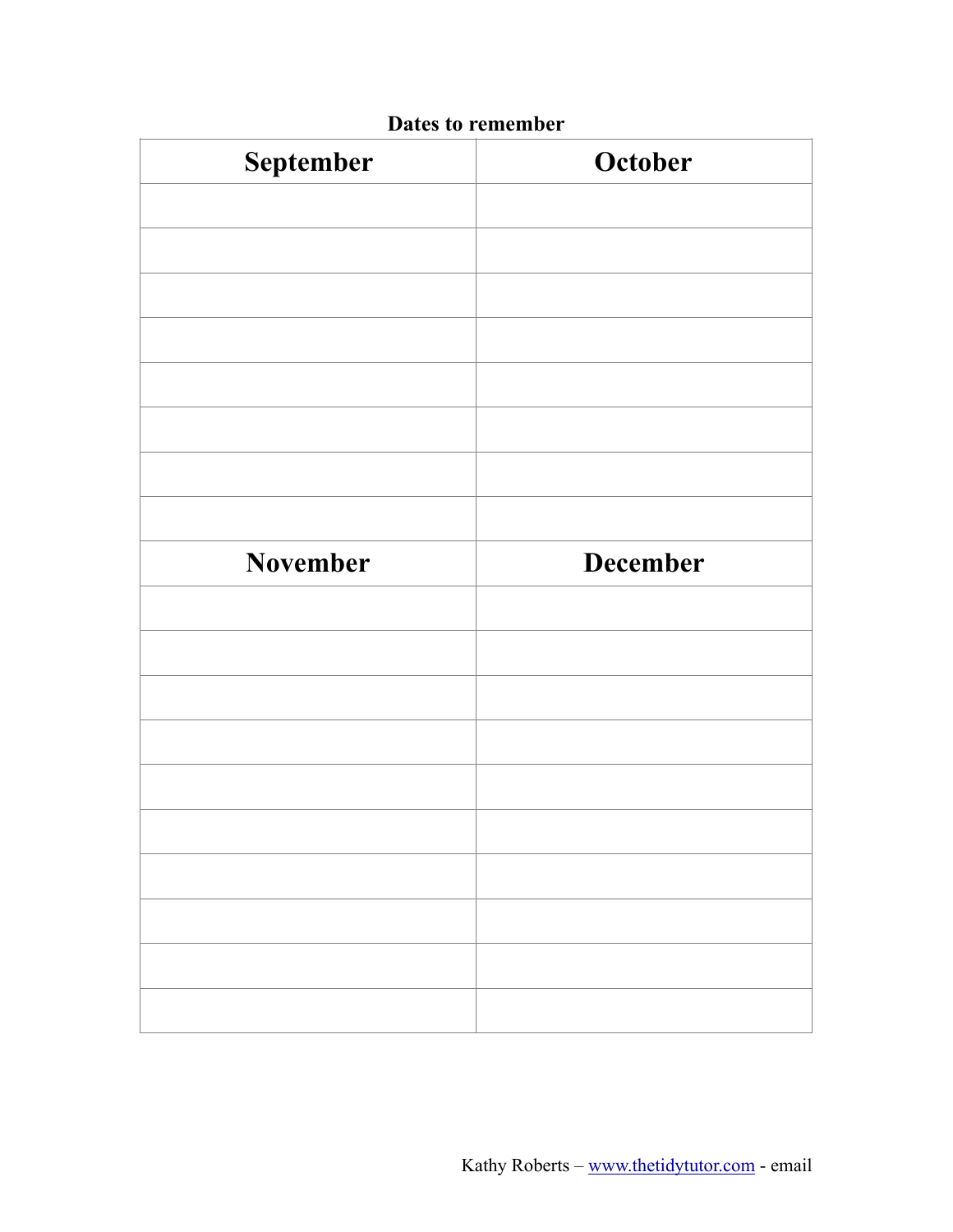**Dates to remember**

| September | October |
| --- | --- |
| | |
| | |
| | |
| | |
| | |
| | |
| | |
| | |
| **November** | **December** |
| | |
| | |
| | |
| | |
| | |
| | |
| | |
| | |
| | |
| | |

Kathy Roberts – www.thetidytutor.com - email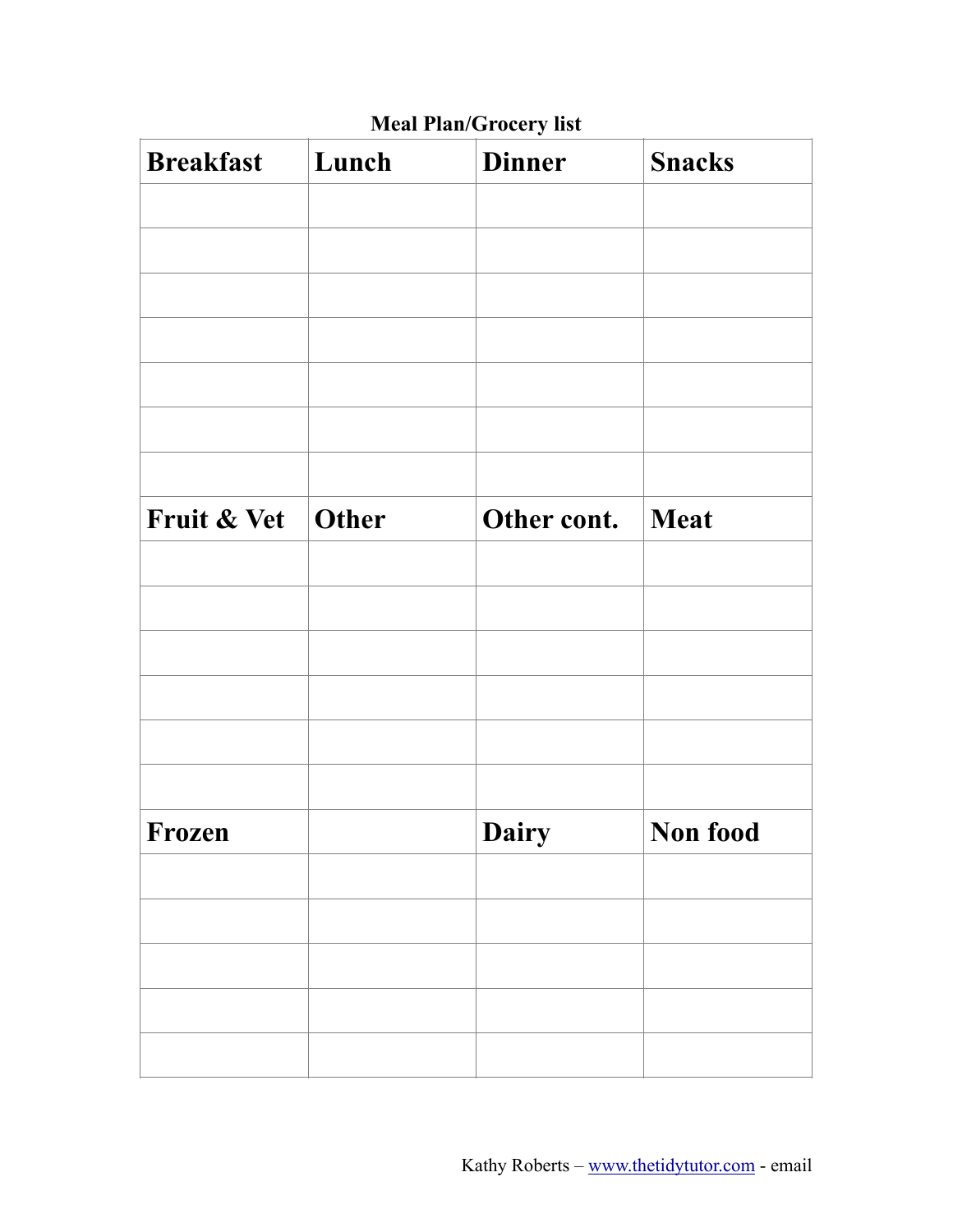**Meal Plan/Grocery list**

| **Breakfast** | **Lunch** | **Dinner** | **Snacks** |
|---|---|---|---|
| | | | |
| | | | |
| | | | |
| | | | |
| | | | |
| | | | |
| | | | |
| **Fruit & Vet** | **Other** | **Other cont.** | **Meat** |
| | | | |
| | | | |
| | | | |
| | | | |
| | | | |
| | | | |
| **Frozen** | | **Dairy** | **Non food** |
| | | | |
| | | | |
| | | | |
| | | | |
| | | | |

Kathy Roberts – [www.thetidytutor.com](http://www.thetidytutor.com) - email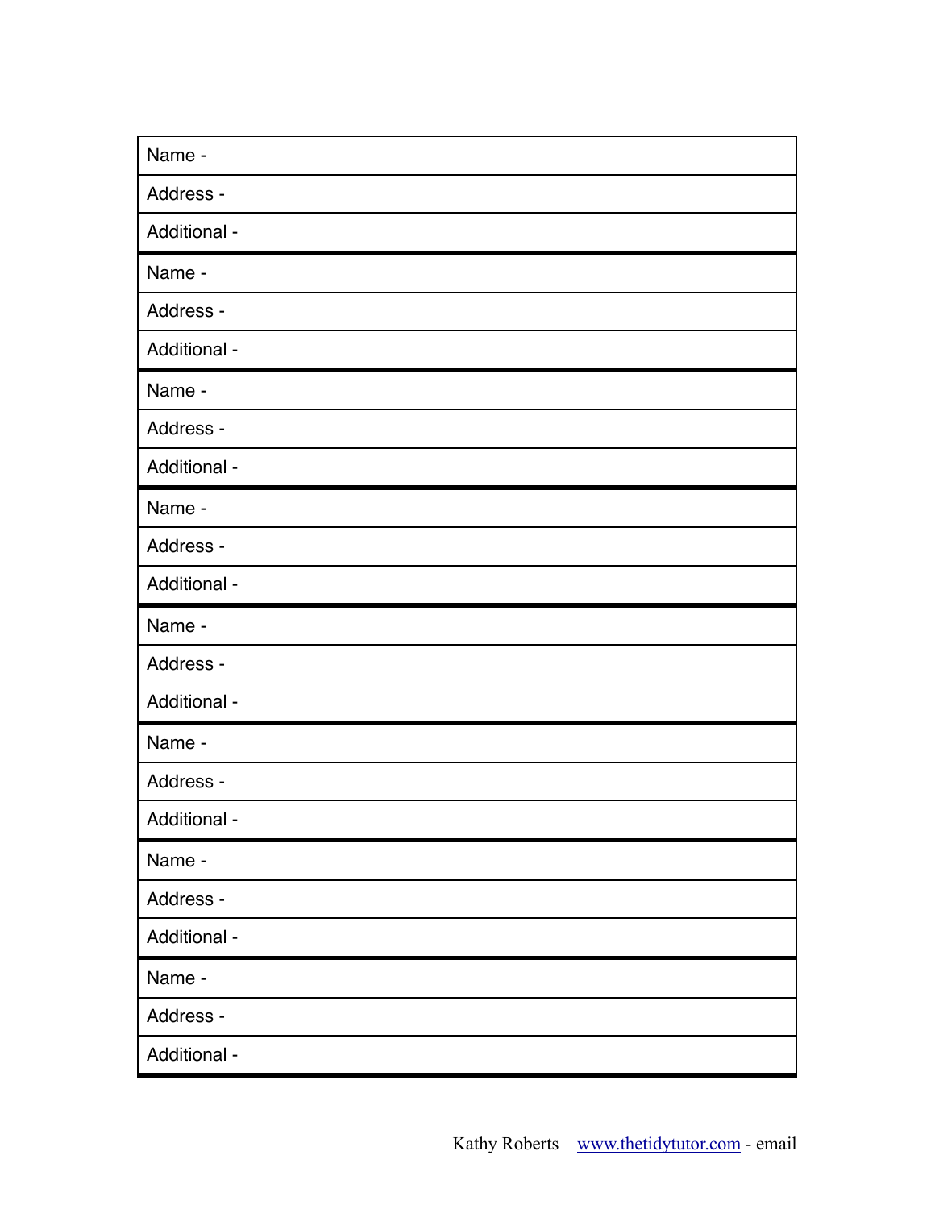Name -

Address -

Additional -

Name -

Address -

Additional -

Name -

Address -

Additional -

Name -

Address -

Additional -

Name -

Address -

Additional -

Name -

Address -

Additional -

Name -

Address -

Additional -

Name -

Address -

Additional -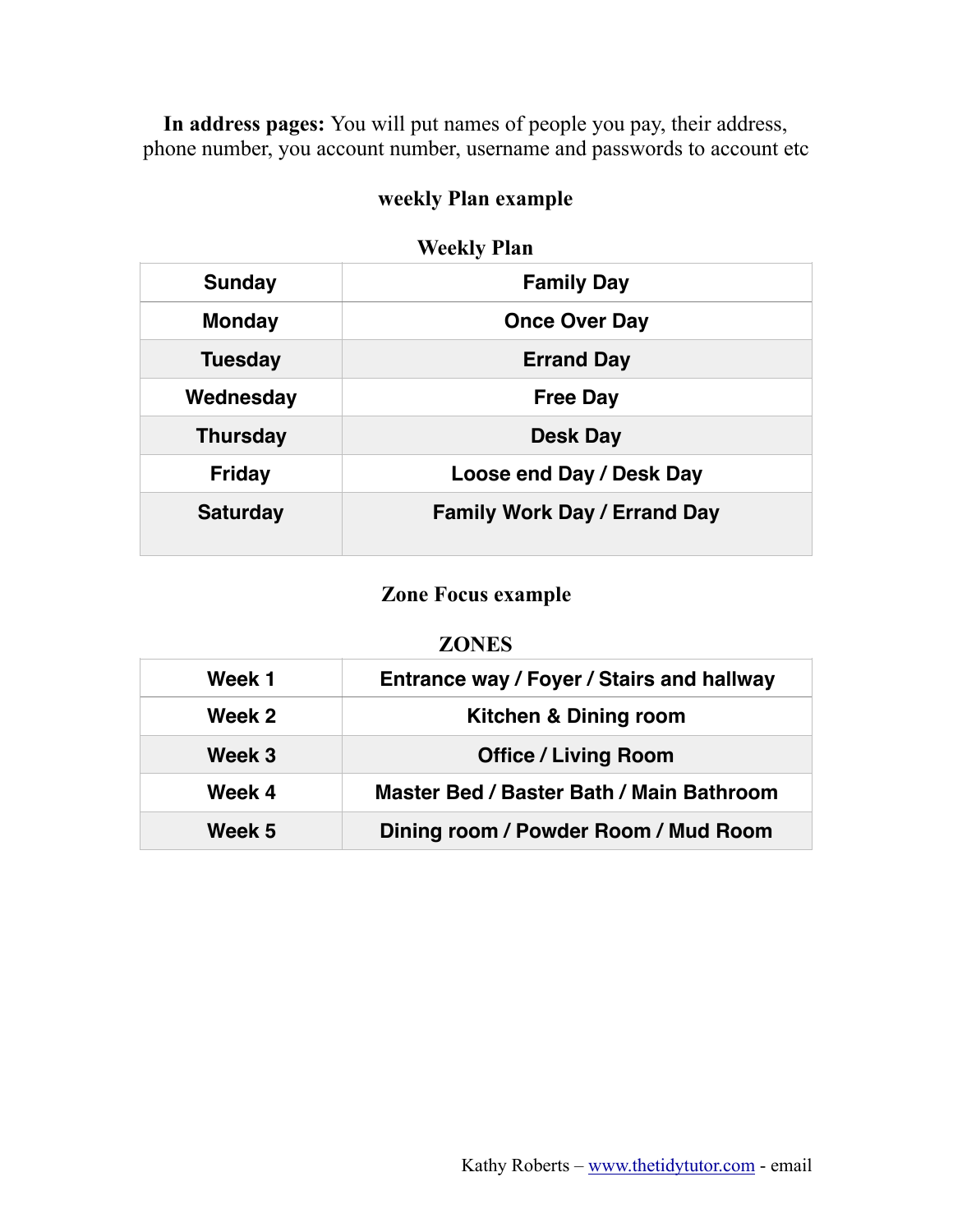**In address pages:** You will put names of people you pay, their address, phone number, you account number, username and passwords to account etc

## weekly Plan example

### Weekly Plan

| | |
|---|---|
| Sunday | Family Day |
| Monday | Once Over Day |
| Tuesday | Errand Day |
| Wednesday | Free Day |
| Thursday | Desk Day |
| Friday | Loose end Day / Desk Day |
| Saturday | Family Work Day / Errand Day |

## Zone Focus example

### ZONES

| | |
|---|---|
| Week 1 | Entrance way / Foyer / Stairs and hallway |
| Week 2 | Kitchen & Dining room |
| Week 3 | Office / Living Room |
| Week 4 | Master Bed / Baster Bath / Main Bathroom |
| Week 5 | Dining room / Powder Room / Mud Room |